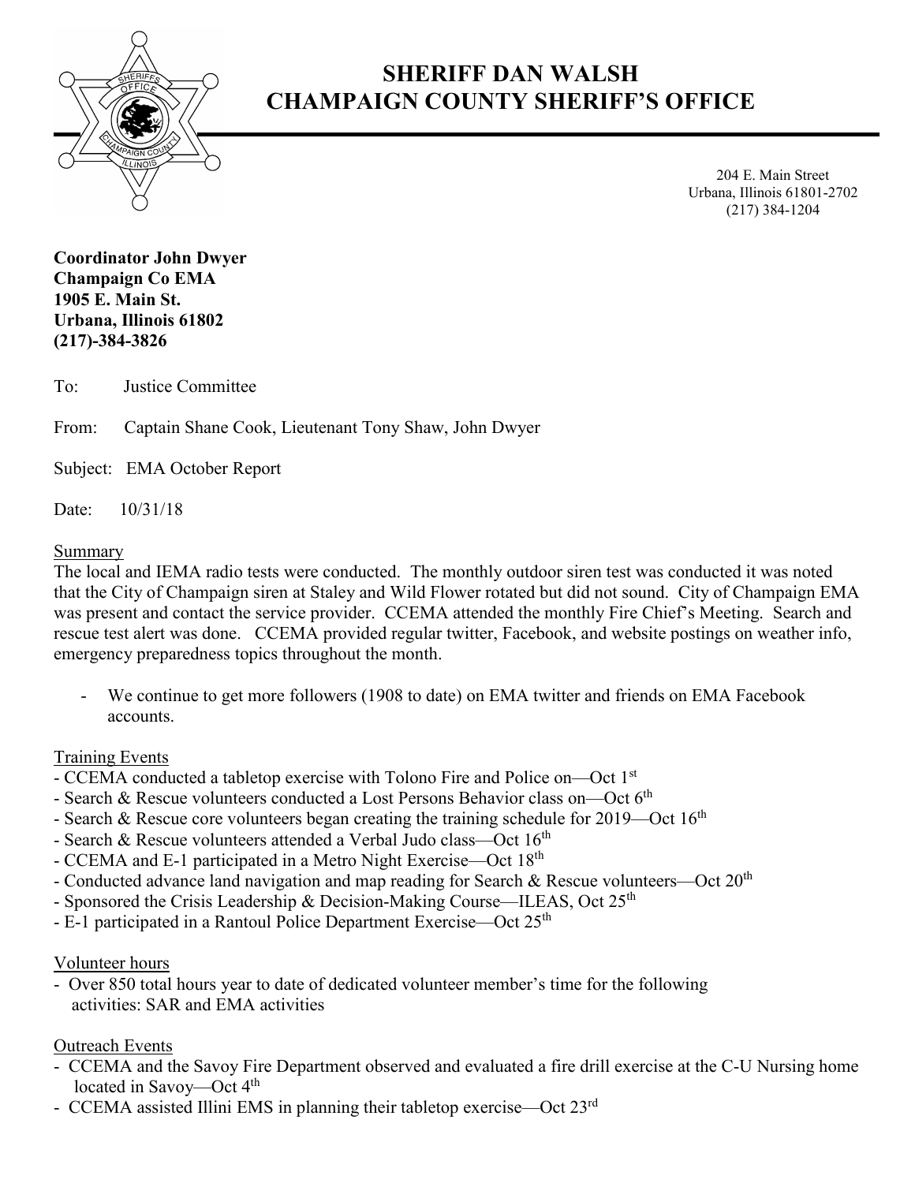# SHERIFF DAN WALSH
# CHAMPAIGN COUNTY SHERIFF'S OFFICE

204 E. Main Street
Urbana, Illinois 61801-2702
(217) 384-1204

**Coordinator John Dwyer**
**Champaign Co EMA**
**1905 E. Main St.**
**Urbana, Illinois 61802**
**(217)-384-3826**

To: Justice Committee

From: Captain Shane Cook, Lieutenant Tony Shaw, John Dwyer

Subject: EMA October Report

Date: 10/31/18

## Summary

The local and IEMA radio tests were conducted. The monthly outdoor siren test was conducted it was noted that the City of Champaign siren at Staley and Wild Flower rotated but did not sound. City of Champaign EMA was present and contact the service provider. CCEMA attended the monthly Fire Chief's Meeting. Search and rescue test alert was done. CCEMA provided regular twitter, Facebook, and website postings on weather info, emergency preparedness topics throughout the month.

- We continue to get more followers (1908 to date) on EMA twitter and friends on EMA Facebook accounts.

## Training Events

- CCEMA conducted a tabletop exercise with Tolono Fire and Police on—Oct 1st
- Search & Rescue volunteers conducted a Lost Persons Behavior class on—Oct 6th
- Search & Rescue core volunteers began creating the training schedule for 2019—Oct 16th
- Search & Rescue volunteers attended a Verbal Judo class—Oct 16th
- CCEMA and E-1 participated in a Metro Night Exercise—Oct 18th
- Conducted advance land navigation and map reading for Search & Rescue volunteers—Oct 20th
- Sponsored the Crisis Leadership & Decision-Making Course—ILEAS, Oct 25th
- E-1 participated in a Rantoul Police Department Exercise—Oct 25th

## Volunteer hours

- Over 850 total hours year to date of dedicated volunteer member's time for the following activities: SAR and EMA activities

## Outreach Events

- CCEMA and the Savoy Fire Department observed and evaluated a fire drill exercise at the C-U Nursing home located in Savoy—Oct 4th
- CCEMA assisted Illini EMS in planning their tabletop exercise—Oct 23rd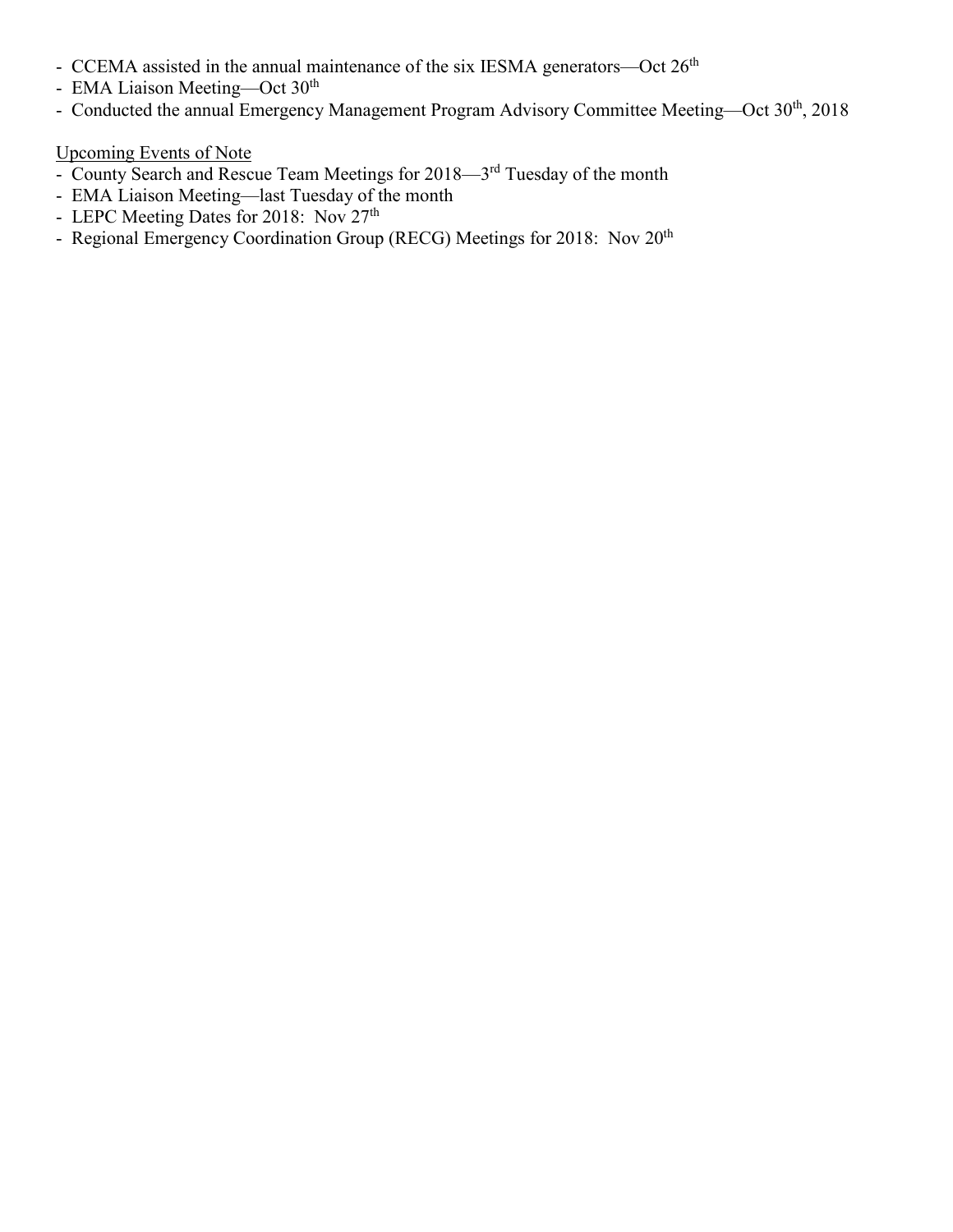- CCEMA assisted in the annual maintenance of the six IESMA generators—Oct 26th
- EMA Liaison Meeting—Oct 30th
- Conducted the annual Emergency Management Program Advisory Committee Meeting—Oct 30th, 2018

Upcoming Events of Note

- County Search and Rescue Team Meetings for 2018—3rd Tuesday of the month
- EMA Liaison Meeting—last Tuesday of the month
- LEPC Meeting Dates for 2018: Nov 27th
- Regional Emergency Coordination Group (RECG) Meetings for 2018: Nov 20th